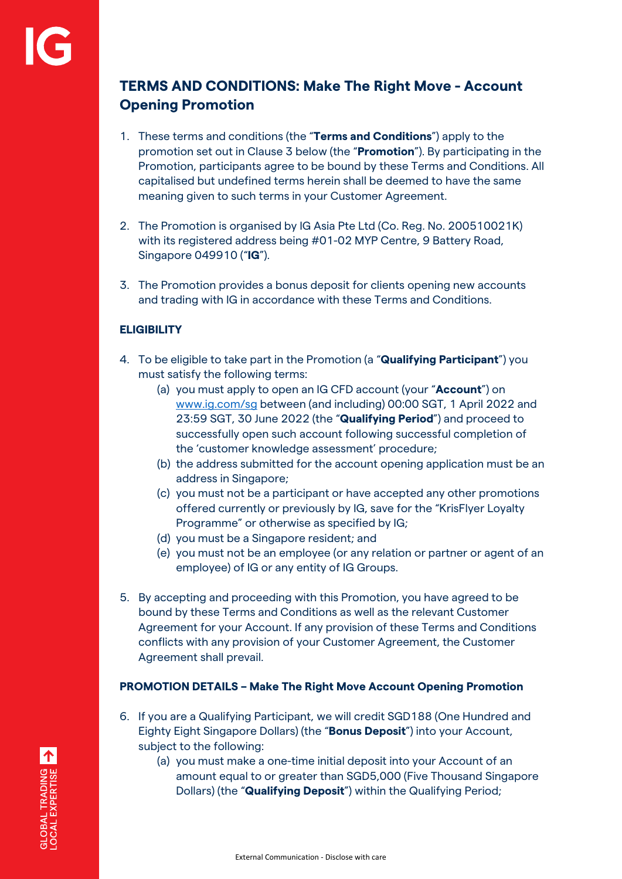# TERMS AND CONDITIONS: Make The Right Move - Account Opening Promotion

1. These terms and conditions (the "**Terms and Conditions**") apply to the promotion set out in Clause 3 below (the "**Promotion**"). By participating in the Promotion, participants agree to be bound by these Terms and Conditions. All capitalised but undefined terms herein shall be deemed to have the same meaning given to such terms in your Customer Agreement.

2. The Promotion is organised by IG Asia Pte Ltd (Co. Reg. No. 200510021K) with its registered address being #01-02 MYP Centre, 9 Battery Road, Singapore 049910 ("**IG**").

3. The Promotion provides a bonus deposit for clients opening new accounts and trading with IG in accordance with these Terms and Conditions.

**ELIGIBILITY**

4. To be eligible to take part in the Promotion (a "**Qualifying Participant**") you must satisfy the following terms:
   (a) you must apply to open an IG CFD account (your "**Account**") on [www.ig.com/sg](www.ig.com/sg) between (and including) 00:00 SGT, 1 April 2022 and 23:59 SGT, 30 June 2022 (the "**Qualifying Period**") and proceed to successfully open such account following successful completion of the 'customer knowledge assessment' procedure;
   (b) the address submitted for the account opening application must be an address in Singapore;
   (c) you must not be a participant or have accepted any other promotions offered currently or previously by IG, save for the "KrisFlyer Loyalty Programme" or otherwise as specified by IG;
   (d) you must be a Singapore resident; and
   (e) you must not be an employee (or any relation or partner or agent of an employee) of IG or any entity of IG Groups.

5. By accepting and proceeding with this Promotion, you have agreed to be bound by these Terms and Conditions as well as the relevant Customer Agreement for your Account. If any provision of these Terms and Conditions conflicts with any provision of your Customer Agreement, the Customer Agreement shall prevail.

**PROMOTION DETAILS – Make The Right Move Account Opening Promotion**

6. If you are a Qualifying Participant, we will credit SGD188 (One Hundred and Eighty Eight Singapore Dollars) (the "**Bonus Deposit**") into your Account, subject to the following:
   (a) you must make a one-time initial deposit into your Account of an amount equal to or greater than SGD5,000 (Five Thousand Singapore Dollars) (the "**Qualifying Deposit**") within the Qualifying Period;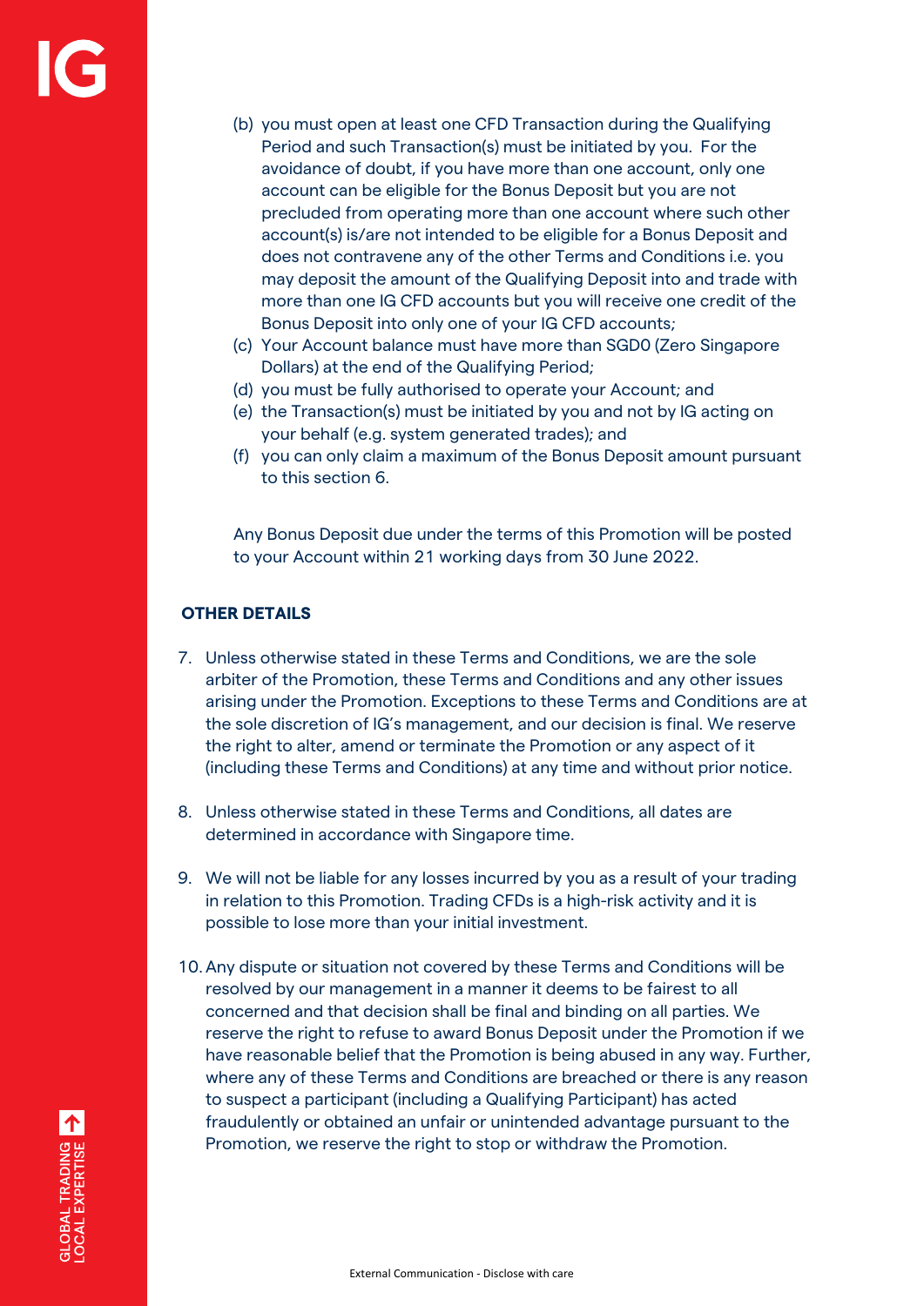(b) you must open at least one CFD Transaction during the Qualifying Period and such Transaction(s) must be initiated by you. For the avoidance of doubt, if you have more than one account, only one account can be eligible for the Bonus Deposit but you are not precluded from operating more than one account where such other account(s) is/are not intended to be eligible for a Bonus Deposit and does not contravene any of the other Terms and Conditions i.e. you may deposit the amount of the Qualifying Deposit into and trade with more than one IG CFD accounts but you will receive one credit of the Bonus Deposit into only one of your IG CFD accounts;

(c) Your Account balance must have more than SGD0 (Zero Singapore Dollars) at the end of the Qualifying Period;

(d) you must be fully authorised to operate your Account; and

(e) the Transaction(s) must be initiated by you and not by IG acting on your behalf (e.g. system generated trades); and

(f) you can only claim a maximum of the Bonus Deposit amount pursuant to this section 6.

Any Bonus Deposit due under the terms of this Promotion will be posted to your Account within 21 working days from 30 June 2022.

**OTHER DETAILS**

7. Unless otherwise stated in these Terms and Conditions, we are the sole arbiter of the Promotion, these Terms and Conditions and any other issues arising under the Promotion. Exceptions to these Terms and Conditions are at the sole discretion of IG's management, and our decision is final. We reserve the right to alter, amend or terminate the Promotion or any aspect of it (including these Terms and Conditions) at any time and without prior notice.

8. Unless otherwise stated in these Terms and Conditions, all dates are determined in accordance with Singapore time.

9. We will not be liable for any losses incurred by you as a result of your trading in relation to this Promotion. Trading CFDs is a high-risk activity and it is possible to lose more than your initial investment.

10. Any dispute or situation not covered by these Terms and Conditions will be resolved by our management in a manner it deems to be fairest to all concerned and that decision shall be final and binding on all parties. We reserve the right to refuse to award Bonus Deposit under the Promotion if we have reasonable belief that the Promotion is being abused in any way. Further, where any of these Terms and Conditions are breached or there is any reason to suspect a participant (including a Qualifying Participant) has acted fraudulently or obtained an unfair or unintended advantage pursuant to the Promotion, we reserve the right to stop or withdraw the Promotion.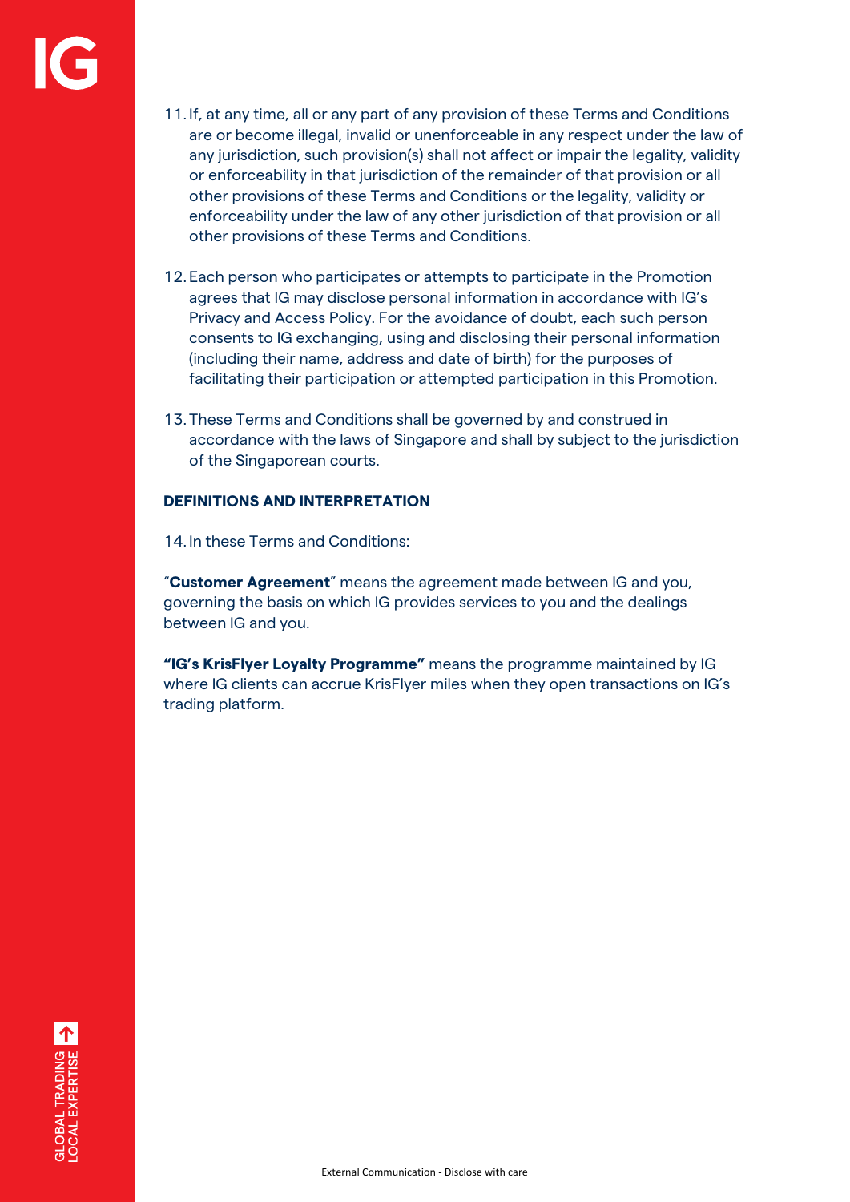11. If, at any time, all or any part of any provision of these Terms and Conditions are or become illegal, invalid or unenforceable in any respect under the law of any jurisdiction, such provision(s) shall not affect or impair the legality, validity or enforceability in that jurisdiction of the remainder of that provision or all other provisions of these Terms and Conditions or the legality, validity or enforceability under the law of any other jurisdiction of that provision or all other provisions of these Terms and Conditions.

12. Each person who participates or attempts to participate in the Promotion agrees that IG may disclose personal information in accordance with IG's Privacy and Access Policy. For the avoidance of doubt, each such person consents to IG exchanging, using and disclosing their personal information (including their name, address and date of birth) for the purposes of facilitating their participation or attempted participation in this Promotion.

13. These Terms and Conditions shall be governed by and construed in accordance with the laws of Singapore and shall by subject to the jurisdiction of the Singaporean courts.

**DEFINITIONS AND INTERPRETATION**

14. In these Terms and Conditions:

"**Customer Agreement**" means the agreement made between IG and you, governing the basis on which IG provides services to you and the dealings between IG and you.

**"IG's KrisFlyer Loyalty Programme"** means the programme maintained by IG where IG clients can accrue KrisFlyer miles when they open transactions on IG's trading platform.